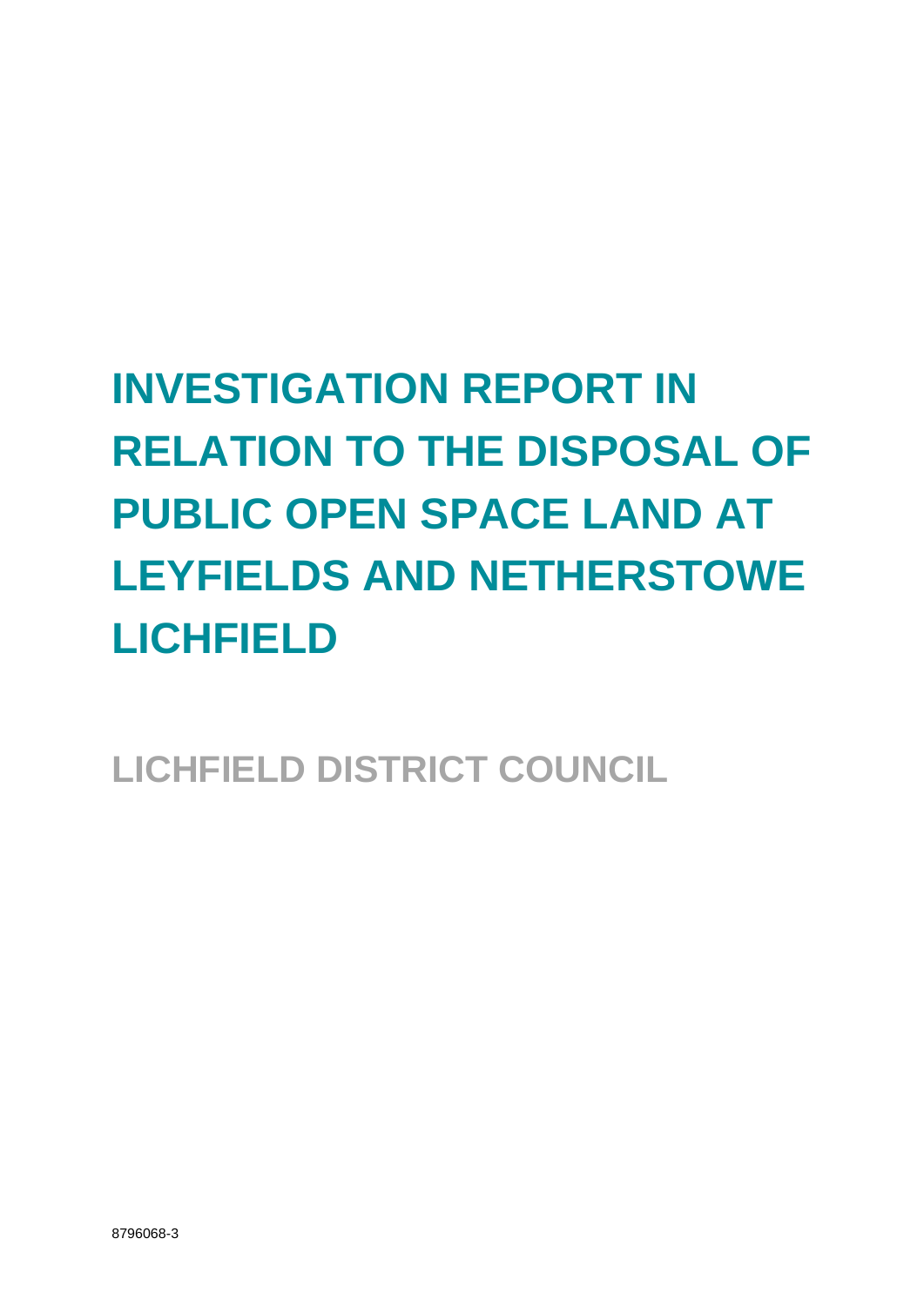# INVESTIGATION REPORT IN RELATION TO THE DISPOSAL OF PUBLIC OPEN SPACE LAND AT LEYFIELDS AND NETHERSTOWE LICHFIELD

## LICHFIELD DISTRICT COUNCIL

8796068-3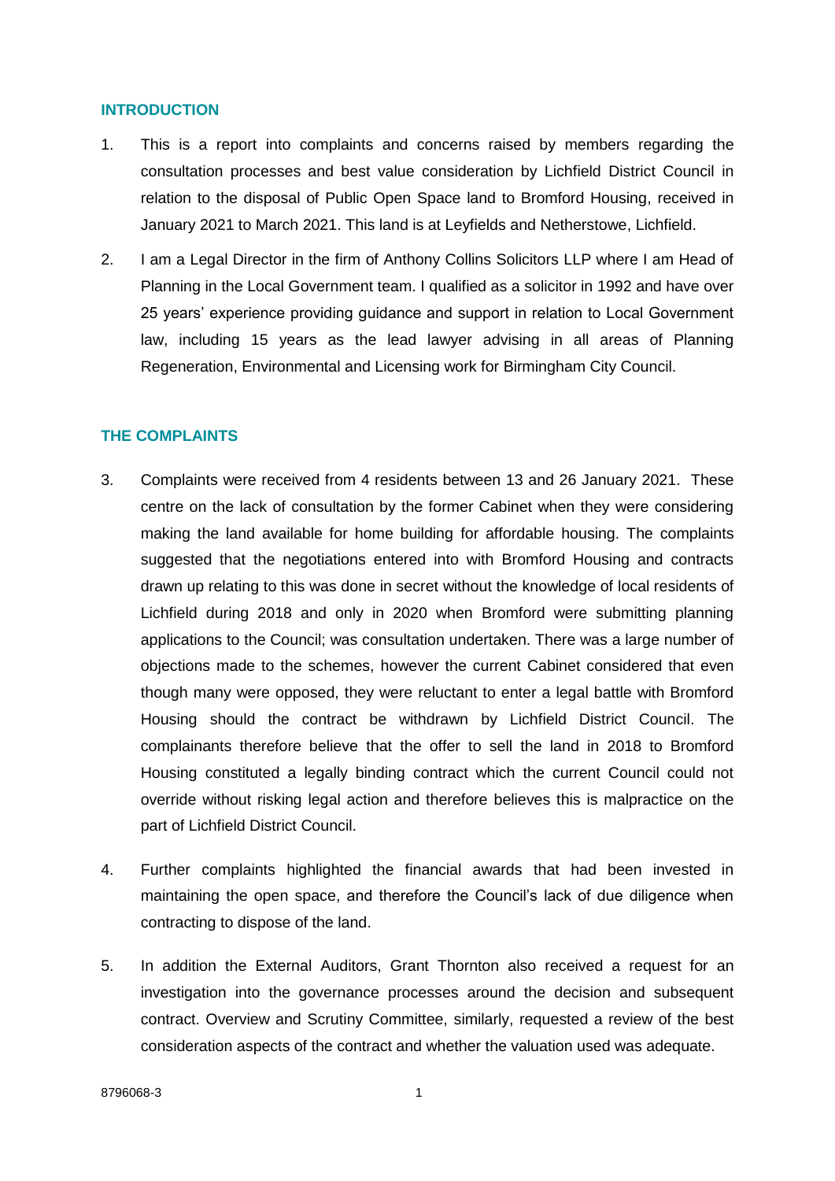## INTRODUCTION

1. This is a report into complaints and concerns raised by members regarding the consultation processes and best value consideration by Lichfield District Council in relation to the disposal of Public Open Space land to Bromford Housing, received in January 2021 to March 2021. This land is at Leyfields and Netherstowe, Lichfield.

2. I am a Legal Director in the firm of Anthony Collins Solicitors LLP where I am Head of Planning in the Local Government team. I qualified as a solicitor in 1992 and have over 25 years' experience providing guidance and support in relation to Local Government law, including 15 years as the lead lawyer advising in all areas of Planning Regeneration, Environmental and Licensing work for Birmingham City Council.

## THE COMPLAINTS

3. Complaints were received from 4 residents between 13 and 26 January 2021. These centre on the lack of consultation by the former Cabinet when they were considering making the land available for home building for affordable housing. The complaints suggested that the negotiations entered into with Bromford Housing and contracts drawn up relating to this was done in secret without the knowledge of local residents of Lichfield during 2018 and only in 2020 when Bromford were submitting planning applications to the Council; was consultation undertaken. There was a large number of objections made to the schemes, however the current Cabinet considered that even though many were opposed, they were reluctant to enter a legal battle with Bromford Housing should the contract be withdrawn by Lichfield District Council. The complainants therefore believe that the offer to sell the land in 2018 to Bromford Housing constituted a legally binding contract which the current Council could not override without risking legal action and therefore believes this is malpractice on the part of Lichfield District Council.

4. Further complaints highlighted the financial awards that had been invested in maintaining the open space, and therefore the Council's lack of due diligence when contracting to dispose of the land.

5. In addition the External Auditors, Grant Thornton also received a request for an investigation into the governance processes around the decision and subsequent contract. Overview and Scrutiny Committee, similarly, requested a review of the best consideration aspects of the contract and whether the valuation used was adequate.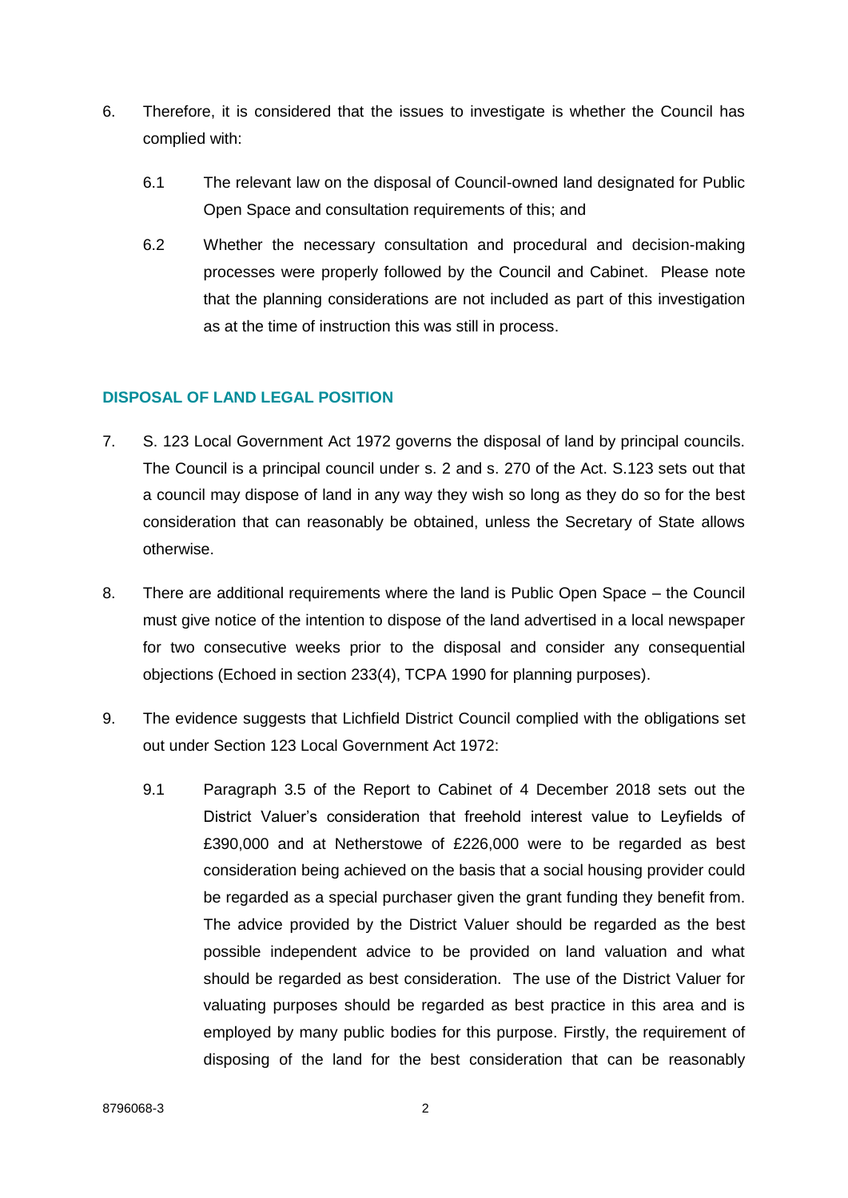6. Therefore, it is considered that the issues to investigate is whether the Council has complied with:

   6.1 The relevant law on the disposal of Council-owned land designated for Public Open Space and consultation requirements of this; and

   6.2 Whether the necessary consultation and procedural and decision-making processes were properly followed by the Council and Cabinet. Please note that the planning considerations are not included as part of this investigation as at the time of instruction this was still in process.

## DISPOSAL OF LAND LEGAL POSITION

7. S. 123 Local Government Act 1972 governs the disposal of land by principal councils. The Council is a principal council under s. 2 and s. 270 of the Act. S.123 sets out that a council may dispose of land in any way they wish so long as they do so for the best consideration that can reasonably be obtained, unless the Secretary of State allows otherwise.

8. There are additional requirements where the land is Public Open Space – the Council must give notice of the intention to dispose of the land advertised in a local newspaper for two consecutive weeks prior to the disposal and consider any consequential objections (Echoed in section 233(4), TCPA 1990 for planning purposes).

9. The evidence suggests that Lichfield District Council complied with the obligations set out under Section 123 Local Government Act 1972:

   9.1 Paragraph 3.5 of the Report to Cabinet of 4 December 2018 sets out the District Valuer's consideration that freehold interest value to Leyfields of £390,000 and at Netherstowe of £226,000 were to be regarded as best consideration being achieved on the basis that a social housing provider could be regarded as a special purchaser given the grant funding they benefit from. The advice provided by the District Valuer should be regarded as the best possible independent advice to be provided on land valuation and what should be regarded as best consideration. The use of the District Valuer for valuating purposes should be regarded as best practice in this area and is employed by many public bodies for this purpose. Firstly, the requirement of disposing of the land for the best consideration that can be reasonably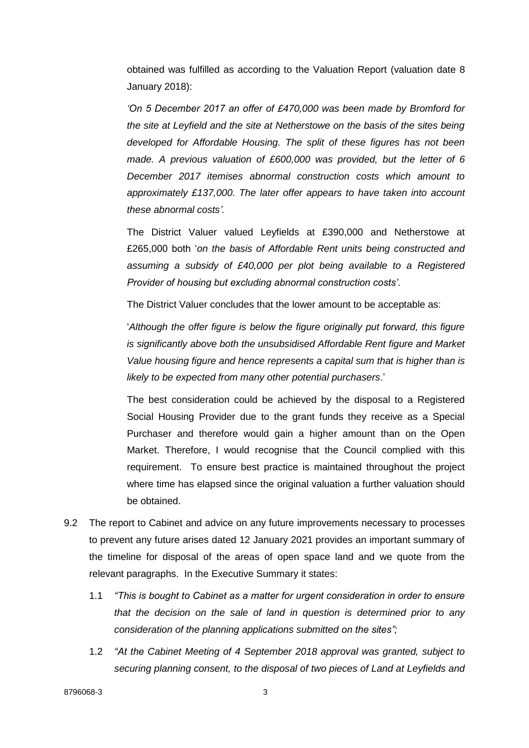obtained was fulfilled as according to the Valuation Report (valuation date 8 January 2018):

*'On 5 December 2017 an offer of £470,000 was been made by Bromford for the site at Leyfield and the site at Netherstowe on the basis of the sites being developed for Affordable Housing. The split of these figures has not been made. A previous valuation of £600,000 was provided, but the letter of 6 December 2017 itemises abnormal construction costs which amount to approximately £137,000. The later offer appears to have taken into account these abnormal costs'.*

The District Valuer valued Leyfields at £390,000 and Netherstowe at £265,000 both '*on the basis of Affordable Rent units being constructed and assuming a subsidy of £40,000 per plot being available to a Registered Provider of housing but excluding abnormal construction costs'*.

The District Valuer concludes that the lower amount to be acceptable as:

'*Although the offer figure is below the figure originally put forward, this figure is significantly above both the unsubsidised Affordable Rent figure and Market Value housing figure and hence represents a capital sum that is higher than is likely to be expected from many other potential purchasers*.'

The best consideration could be achieved by the disposal to a Registered Social Housing Provider due to the grant funds they receive as a Special Purchaser and therefore would gain a higher amount than on the Open Market. Therefore, I would recognise that the Council complied with this requirement. To ensure best practice is maintained throughout the project where time has elapsed since the original valuation a further valuation should be obtained.

9.2 The report to Cabinet and advice on any future improvements necessary to processes to prevent any future arises dated 12 January 2021 provides an important summary of the timeline for disposal of the areas of open space land and we quote from the relevant paragraphs. In the Executive Summary it states:

1.1 *"This is bought to Cabinet as a matter for urgent consideration in order to ensure that the decision on the sale of land in question is determined prior to any consideration of the planning applications submitted on the sites";*

1.2 *"At the Cabinet Meeting of 4 September 2018 approval was granted, subject to securing planning consent, to the disposal of two pieces of Land at Leyfields and*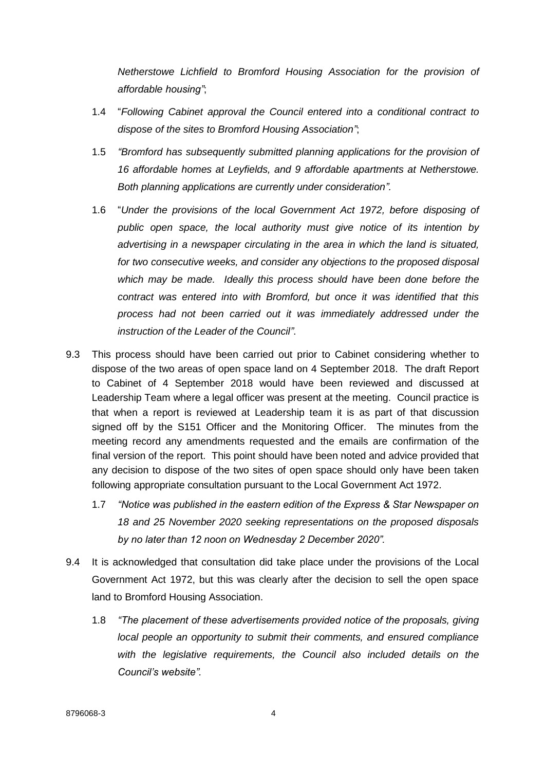*Netherstowe Lichfield to Bromford Housing Association for the provision of affordable housing"*;

1.4 "*Following Cabinet approval the Council entered into a conditional contract to dispose of the sites to Bromford Housing Association"*;

1.5 *"Bromford has subsequently submitted planning applications for the provision of 16 affordable homes at Leyfields, and 9 affordable apartments at Netherstowe. Both planning applications are currently under consideration".*

1.6 "*Under the provisions of the local Government Act 1972, before disposing of public open space, the local authority must give notice of its intention by advertising in a newspaper circulating in the area in which the land is situated, for two consecutive weeks, and consider any objections to the proposed disposal which may be made. Ideally this process should have been done before the contract was entered into with Bromford, but once it was identified that this process had not been carried out it was immediately addressed under the instruction of the Leader of the Council".*

9.3 This process should have been carried out prior to Cabinet considering whether to dispose of the two areas of open space land on 4 September 2018. The draft Report to Cabinet of 4 September 2018 would have been reviewed and discussed at Leadership Team where a legal officer was present at the meeting. Council practice is that when a report is reviewed at Leadership team it is as part of that discussion signed off by the S151 Officer and the Monitoring Officer. The minutes from the meeting record any amendments requested and the emails are confirmation of the final version of the report. This point should have been noted and advice provided that any decision to dispose of the two sites of open space should only have been taken following appropriate consultation pursuant to the Local Government Act 1972.

1.7 *"Notice was published in the eastern edition of the Express & Star Newspaper on 18 and 25 November 2020 seeking representations on the proposed disposals by no later than 12 noon on Wednesday 2 December 2020".*

9.4 It is acknowledged that consultation did take place under the provisions of the Local Government Act 1972, but this was clearly after the decision to sell the open space land to Bromford Housing Association.

1.8 *"The placement of these advertisements provided notice of the proposals, giving local people an opportunity to submit their comments, and ensured compliance with the legislative requirements, the Council also included details on the Council's website".*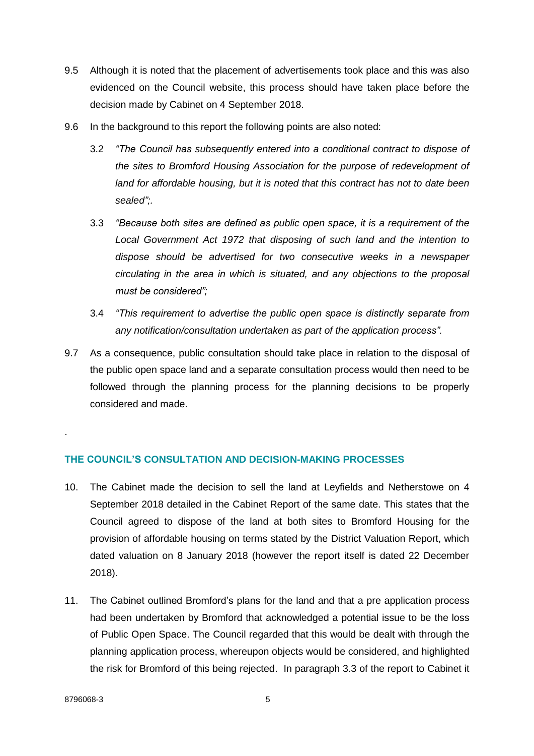9.5 Although it is noted that the placement of advertisements took place and this was also evidenced on the Council website, this process should have taken place before the decision made by Cabinet on 4 September 2018.

9.6 In the background to this report the following points are also noted:

 3.2 *"The Council has subsequently entered into a conditional contract to dispose of the sites to Bromford Housing Association for the purpose of redevelopment of land for affordable housing, but it is noted that this contract has not to date been sealed";.*

 3.3 *"Because both sites are defined as public open space, it is a requirement of the Local Government Act 1972 that disposing of such land and the intention to dispose should be advertised for two consecutive weeks in a newspaper circulating in the area in which is situated, and any objections to the proposal must be considered";*

 3.4 *"This requirement to advertise the public open space is distinctly separate from any notification/consultation undertaken as part of the application process".*

9.7 As a consequence, public consultation should take place in relation to the disposal of the public open space land and a separate consultation process would then need to be followed through the planning process for the planning decisions to be properly considered and made.

.

## THE COUNCIL'S CONSULTATION AND DECISION-MAKING PROCESSES

10. The Cabinet made the decision to sell the land at Leyfields and Netherstowe on 4 September 2018 detailed in the Cabinet Report of the same date. This states that the Council agreed to dispose of the land at both sites to Bromford Housing for the provision of affordable housing on terms stated by the District Valuation Report, which dated valuation on 8 January 2018 (however the report itself is dated 22 December 2018).

11. The Cabinet outlined Bromford's plans for the land and that a pre application process had been undertaken by Bromford that acknowledged a potential issue to be the loss of Public Open Space. The Council regarded that this would be dealt with through the planning application process, whereupon objects would be considered, and highlighted the risk for Bromford of this being rejected. In paragraph 3.3 of the report to Cabinet it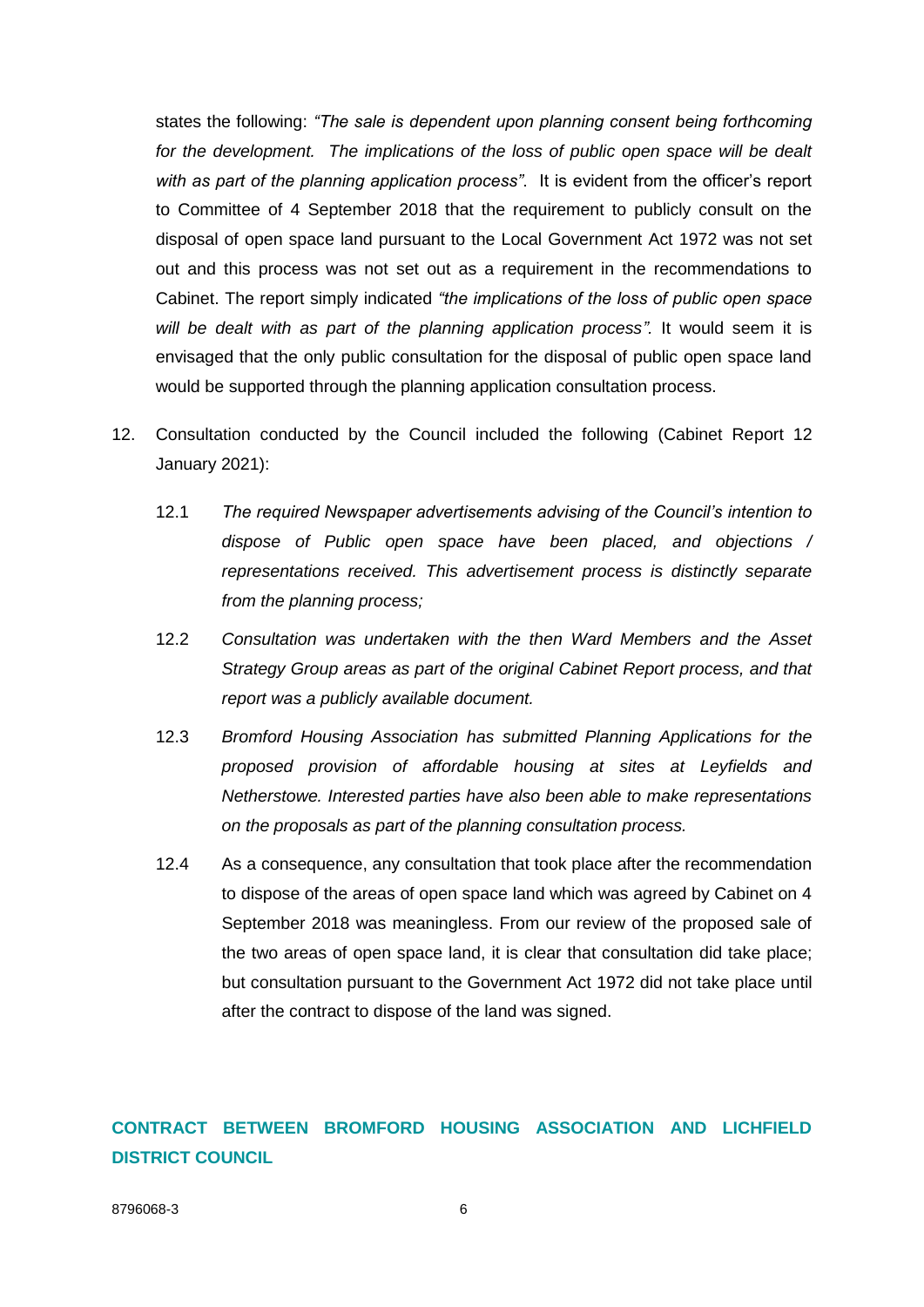states the following: *"The sale is dependent upon planning consent being forthcoming for the development. The implications of the loss of public open space will be dealt with as part of the planning application process"*. It is evident from the officer's report to Committee of 4 September 2018 that the requirement to publicly consult on the disposal of open space land pursuant to the Local Government Act 1972 was not set out and this process was not set out as a requirement in the recommendations to Cabinet. The report simply indicated *"the implications of the loss of public open space will be dealt with as part of the planning application process"*. It would seem it is envisaged that the only public consultation for the disposal of public open space land would be supported through the planning application consultation process.

12. Consultation conducted by the Council included the following (Cabinet Report 12 January 2021):

    12.1 *The required Newspaper advertisements advising of the Council's intention to dispose of Public open space have been placed, and objections / representations received. This advertisement process is distinctly separate from the planning process;*

    12.2 *Consultation was undertaken with the then Ward Members and the Asset Strategy Group areas as part of the original Cabinet Report process, and that report was a publicly available document.*

    12.3 *Bromford Housing Association has submitted Planning Applications for the proposed provision of affordable housing at sites at Leyfields and Netherstowe. Interested parties have also been able to make representations on the proposals as part of the planning consultation process.*

    12.4 As a consequence, any consultation that took place after the recommendation to dispose of the areas of open space land which was agreed by Cabinet on 4 September 2018 was meaningless. From our review of the proposed sale of the two areas of open space land, it is clear that consultation did take place; but consultation pursuant to the Government Act 1972 did not take place until after the contract to dispose of the land was signed.

## CONTRACT BETWEEN BROMFORD HOUSING ASSOCIATION AND LICHFIELD DISTRICT COUNCIL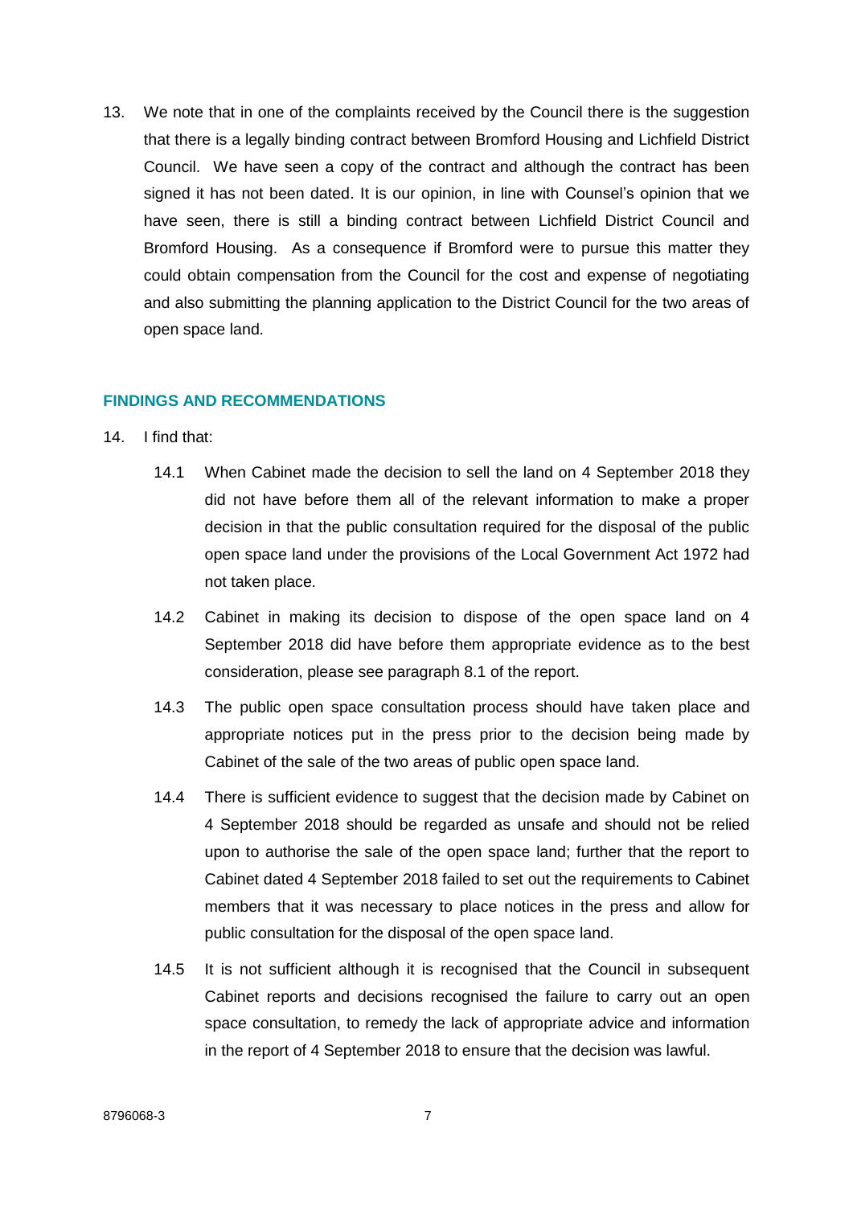13. We note that in one of the complaints received by the Council there is the suggestion that there is a legally binding contract between Bromford Housing and Lichfield District Council. We have seen a copy of the contract and although the contract has been signed it has not been dated. It is our opinion, in line with Counsel's opinion that we have seen, there is still a binding contract between Lichfield District Council and Bromford Housing. As a consequence if Bromford were to pursue this matter they could obtain compensation from the Council for the cost and expense of negotiating and also submitting the planning application to the District Council for the two areas of open space land.

## FINDINGS AND RECOMMENDATIONS

14. I find that:

    14.1 When Cabinet made the decision to sell the land on 4 September 2018 they did not have before them all of the relevant information to make a proper decision in that the public consultation required for the disposal of the public open space land under the provisions of the Local Government Act 1972 had not taken place.

    14.2 Cabinet in making its decision to dispose of the open space land on 4 September 2018 did have before them appropriate evidence as to the best consideration, please see paragraph 8.1 of the report.

    14.3 The public open space consultation process should have taken place and appropriate notices put in the press prior to the decision being made by Cabinet of the sale of the two areas of public open space land.

    14.4 There is sufficient evidence to suggest that the decision made by Cabinet on 4 September 2018 should be regarded as unsafe and should not be relied upon to authorise the sale of the open space land; further that the report to Cabinet dated 4 September 2018 failed to set out the requirements to Cabinet members that it was necessary to place notices in the press and allow for public consultation for the disposal of the open space land.

    14.5 It is not sufficient although it is recognised that the Council in subsequent Cabinet reports and decisions recognised the failure to carry out an open space consultation, to remedy the lack of appropriate advice and information in the report of 4 September 2018 to ensure that the decision was lawful.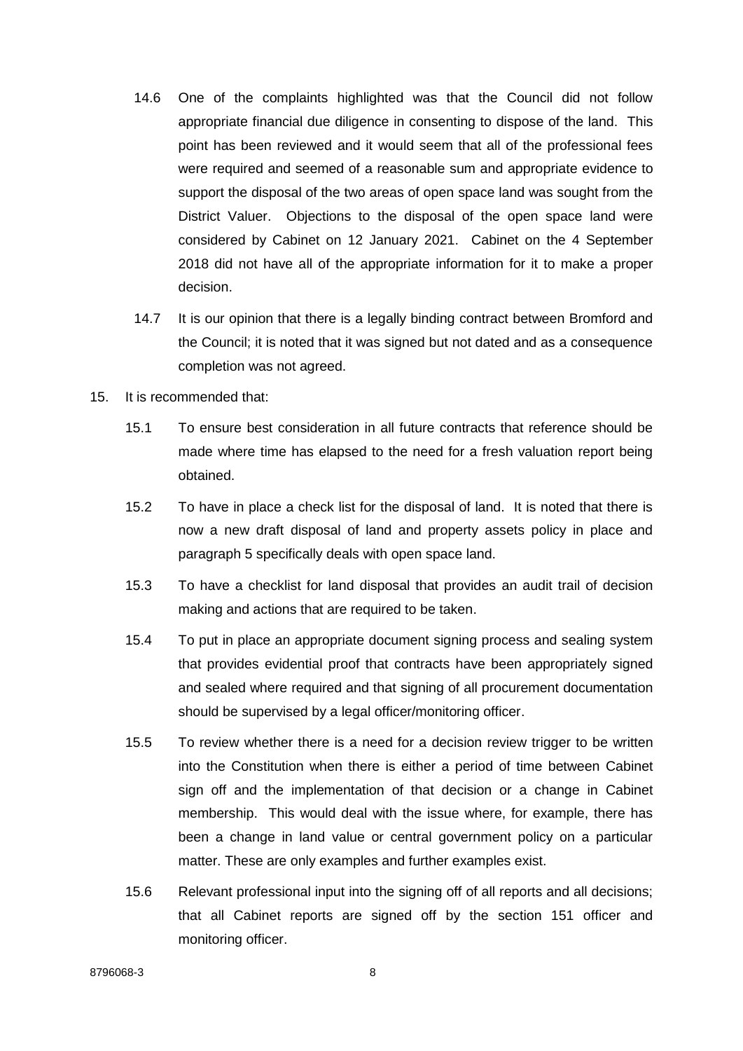14.6 One of the complaints highlighted was that the Council did not follow appropriate financial due diligence in consenting to dispose of the land. This point has been reviewed and it would seem that all of the professional fees were required and seemed of a reasonable sum and appropriate evidence to support the disposal of the two areas of open space land was sought from the District Valuer. Objections to the disposal of the open space land were considered by Cabinet on 12 January 2021. Cabinet on the 4 September 2018 did not have all of the appropriate information for it to make a proper decision.

14.7 It is our opinion that there is a legally binding contract between Bromford and the Council; it is noted that it was signed but not dated and as a consequence completion was not agreed.

15. It is recommended that:

15.1 To ensure best consideration in all future contracts that reference should be made where time has elapsed to the need for a fresh valuation report being obtained.

15.2 To have in place a check list for the disposal of land. It is noted that there is now a new draft disposal of land and property assets policy in place and paragraph 5 specifically deals with open space land.

15.3 To have a checklist for land disposal that provides an audit trail of decision making and actions that are required to be taken.

15.4 To put in place an appropriate document signing process and sealing system that provides evidential proof that contracts have been appropriately signed and sealed where required and that signing of all procurement documentation should be supervised by a legal officer/monitoring officer.

15.5 To review whether there is a need for a decision review trigger to be written into the Constitution when there is either a period of time between Cabinet sign off and the implementation of that decision or a change in Cabinet membership. This would deal with the issue where, for example, there has been a change in land value or central government policy on a particular matter. These are only examples and further examples exist.

15.6 Relevant professional input into the signing off of all reports and all decisions; that all Cabinet reports are signed off by the section 151 officer and monitoring officer.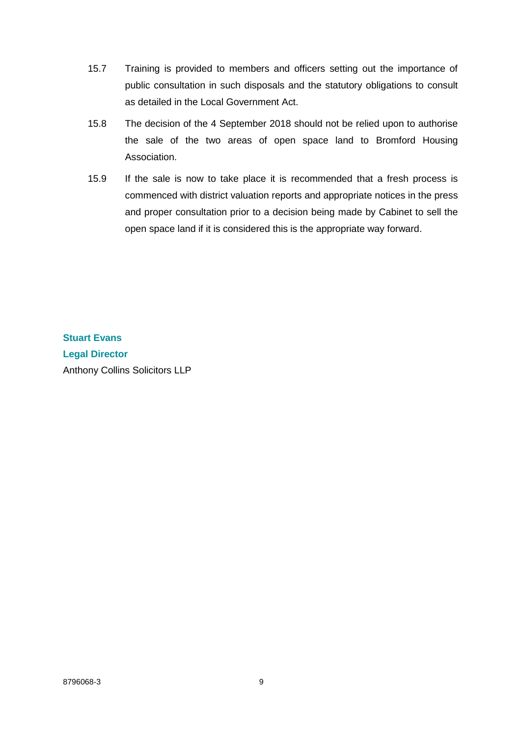15.7 Training is provided to members and officers setting out the importance of public consultation in such disposals and the statutory obligations to consult as detailed in the Local Government Act.

15.8 The decision of the 4 September 2018 should not be relied upon to authorise the sale of the two areas of open space land to Bromford Housing Association.

15.9 If the sale is now to take place it is recommended that a fresh process is commenced with district valuation reports and appropriate notices in the press and proper consultation prior to a decision being made by Cabinet to sell the open space land if it is considered this is the appropriate way forward.

**Stuart Evans**
**Legal Director**
Anthony Collins Solicitors LLP

8796068-3